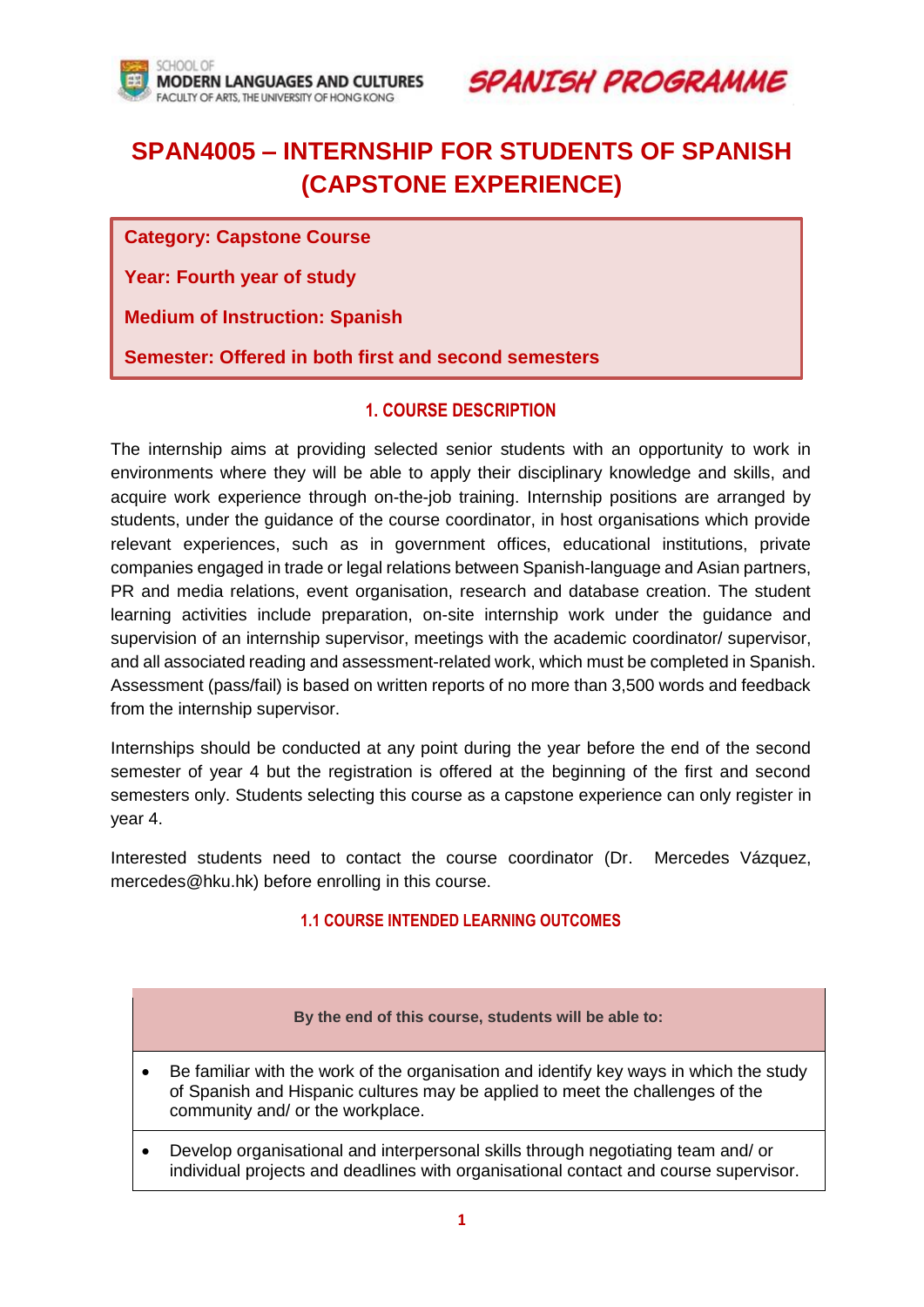SCHOOL OF
MODERN LANGUAGES AND CULTURES
FACULTY OF ARTS, THE UNIVERSITY OF HONG KONG

SPANISH PROGRAMME

# SPAN4005 – INTERNSHIP FOR STUDENTS OF SPANISH (CAPSTONE EXPERIENCE)

**Category: Capstone Course**

**Year: Fourth year of study**

**Medium of Instruction: Spanish**

**Semester: Offered in both first and second semesters**

## 1. COURSE DESCRIPTION

The internship aims at providing selected senior students with an opportunity to work in environments where they will be able to apply their disciplinary knowledge and skills, and acquire work experience through on-the-job training. Internship positions are arranged by students, under the guidance of the course coordinator, in host organisations which provide relevant experiences, such as in government offices, educational institutions, private companies engaged in trade or legal relations between Spanish-language and Asian partners, PR and media relations, event organisation, research and database creation. The student learning activities include preparation, on-site internship work under the guidance and supervision of an internship supervisor, meetings with the academic coordinator/ supervisor, and all associated reading and assessment-related work, which must be completed in Spanish. Assessment (pass/fail) is based on written reports of no more than 3,500 words and feedback from the internship supervisor.

Internships should be conducted at any point during the year before the end of the second semester of year 4 but the registration is offered at the beginning of the first and second semesters only. Students selecting this course as a capstone experience can only register in year 4.

Interested students need to contact the course coordinator (Dr. Mercedes Vázquez, mercedes@hku.hk) before enrolling in this course.

### 1.1 COURSE INTENDED LEARNING OUTCOMES

| By the end of this course, students will be able to: |
|---|
| • Be familiar with the work of the organisation and identify key ways in which the study of Spanish and Hispanic cultures may be applied to meet the challenges of the community and/ or the workplace. |
| • Develop organisational and interpersonal skills through negotiating team and/ or individual projects and deadlines with organisational contact and course supervisor. |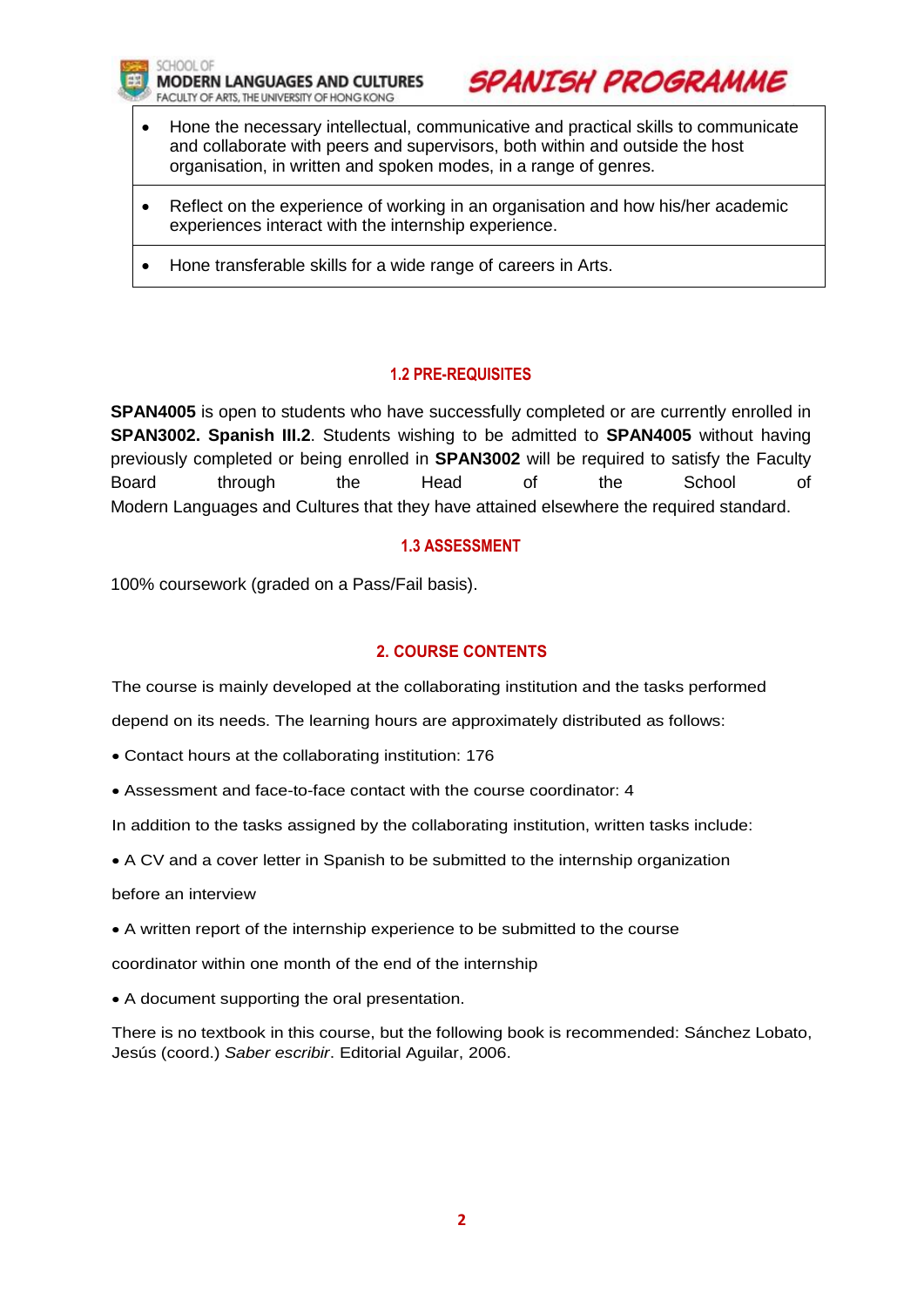| |
|---|
| • Hone the necessary intellectual, communicative and practical skills to communicate and collaborate with peers and supervisors, both within and outside the host organisation, in written and spoken modes, in a range of genres. |
| • Reflect on the experience of working in an organisation and how his/her academic experiences interact with the internship experience. |
| • Hone transferable skills for a wide range of careers in Arts. |

### 1.2 PRE-REQUISITES

**SPAN4005** is open to students who have successfully completed or are currently enrolled in **SPAN3002. Spanish III.2**. Students wishing to be admitted to **SPAN4005** without having previously completed or being enrolled in **SPAN3002** will be required to satisfy the Faculty Board through the Head of the School of Modern Languages and Cultures that they have attained elsewhere the required standard.

### 1.3 ASSESSMENT

100% coursework (graded on a Pass/Fail basis).

## 2. COURSE CONTENTS

The course is mainly developed at the collaborating institution and the tasks performed depend on its needs. The learning hours are approximately distributed as follows:

- Contact hours at the collaborating institution: 176
- Assessment and face-to-face contact with the course coordinator: 4

In addition to the tasks assigned by the collaborating institution, written tasks include:

- A CV and a cover letter in Spanish to be submitted to the internship organization before an interview
- A written report of the internship experience to be submitted to the course coordinator within one month of the end of the internship
- A document supporting the oral presentation.

There is no textbook in this course, but the following book is recommended: Sánchez Lobato, Jesús (coord.) *Saber escribir*. Editorial Aguilar, 2006.